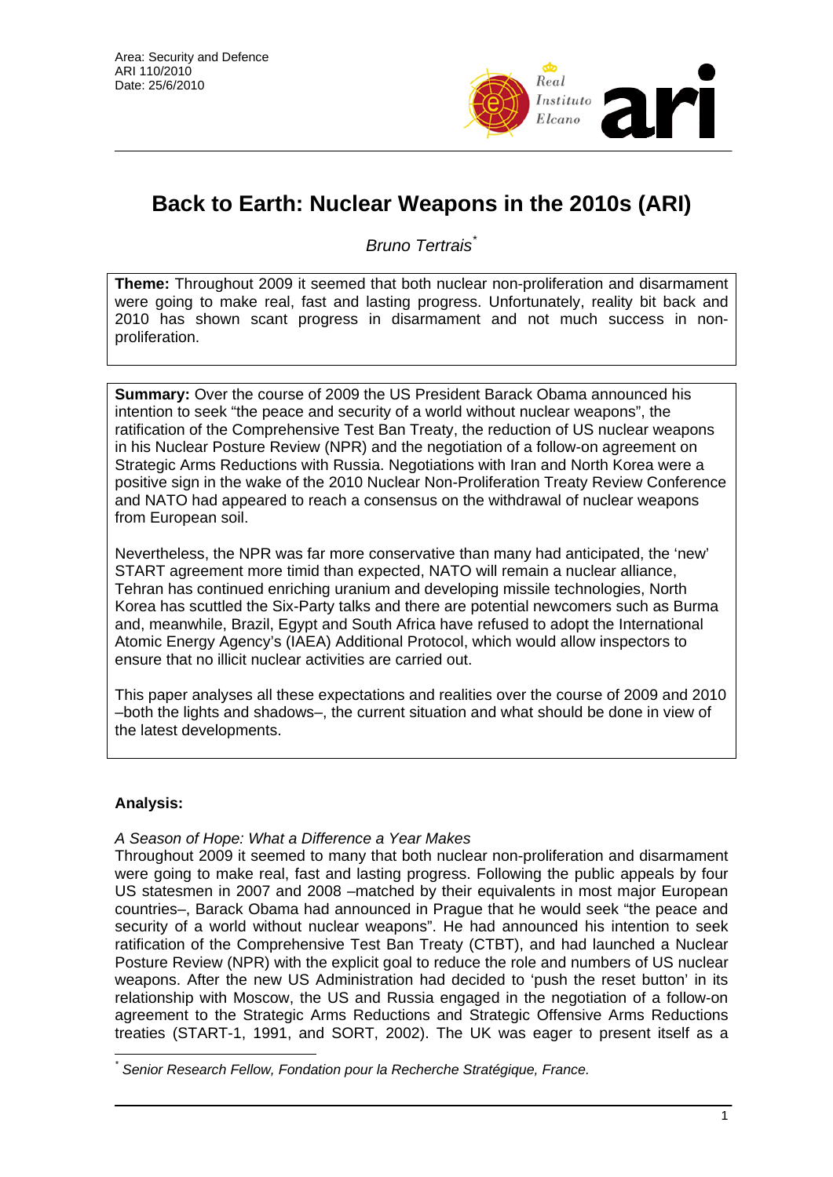Area: Security and Defence
ARI 110/2010
Date: 25/6/2010

# Back to Earth: Nuclear Weapons in the 2010s (ARI)

*Bruno Tertrais*[*]

**Theme:** Throughout 2009 it seemed that both nuclear non-proliferation and disarmament were going to make real, fast and lasting progress. Unfortunately, reality bit back and 2010 has shown scant progress in disarmament and not much success in non-proliferation.

**Summary:** Over the course of 2009 the US President Barack Obama announced his intention to seek "the peace and security of a world without nuclear weapons", the ratification of the Comprehensive Test Ban Treaty, the reduction of US nuclear weapons in his Nuclear Posture Review (NPR) and the negotiation of a follow-on agreement on Strategic Arms Reductions with Russia. Negotiations with Iran and North Korea were a positive sign in the wake of the 2010 Nuclear Non-Proliferation Treaty Review Conference and NATO had appeared to reach a consensus on the withdrawal of nuclear weapons from European soil.

Nevertheless, the NPR was far more conservative than many had anticipated, the 'new' START agreement more timid than expected, NATO will remain a nuclear alliance, Tehran has continued enriching uranium and developing missile technologies, North Korea has scuttled the Six-Party talks and there are potential newcomers such as Burma and, meanwhile, Brazil, Egypt and South Africa have refused to adopt the International Atomic Energy Agency's (IAEA) Additional Protocol, which would allow inspectors to ensure that no illicit nuclear activities are carried out.

This paper analyses all these expectations and realities over the course of 2009 and 2010 –both the lights and shadows–, the current situation and what should be done in view of the latest developments.

## Analysis:

### *A Season of Hope: What a Difference a Year Makes*

Throughout 2009 it seemed to many that both nuclear non-proliferation and disarmament were going to make real, fast and lasting progress. Following the public appeals by four US statesmen in 2007 and 2008 –matched by their equivalents in most major European countries–, Barack Obama had announced in Prague that he would seek "the peace and security of a world without nuclear weapons". He had announced his intention to seek ratification of the Comprehensive Test Ban Treaty (CTBT), and had launched a Nuclear Posture Review (NPR) with the explicit goal to reduce the role and numbers of US nuclear weapons. After the new US Administration had decided to 'push the reset button' in its relationship with Moscow, the US and Russia engaged in the negotiation of a follow-on agreement to the Strategic Arms Reductions and Strategic Offensive Arms Reductions treaties (START-1, 1991, and SORT, 2002). The UK was eager to present itself as a

[*] *Senior Research Fellow, Fondation pour la Recherche Stratégique, France.*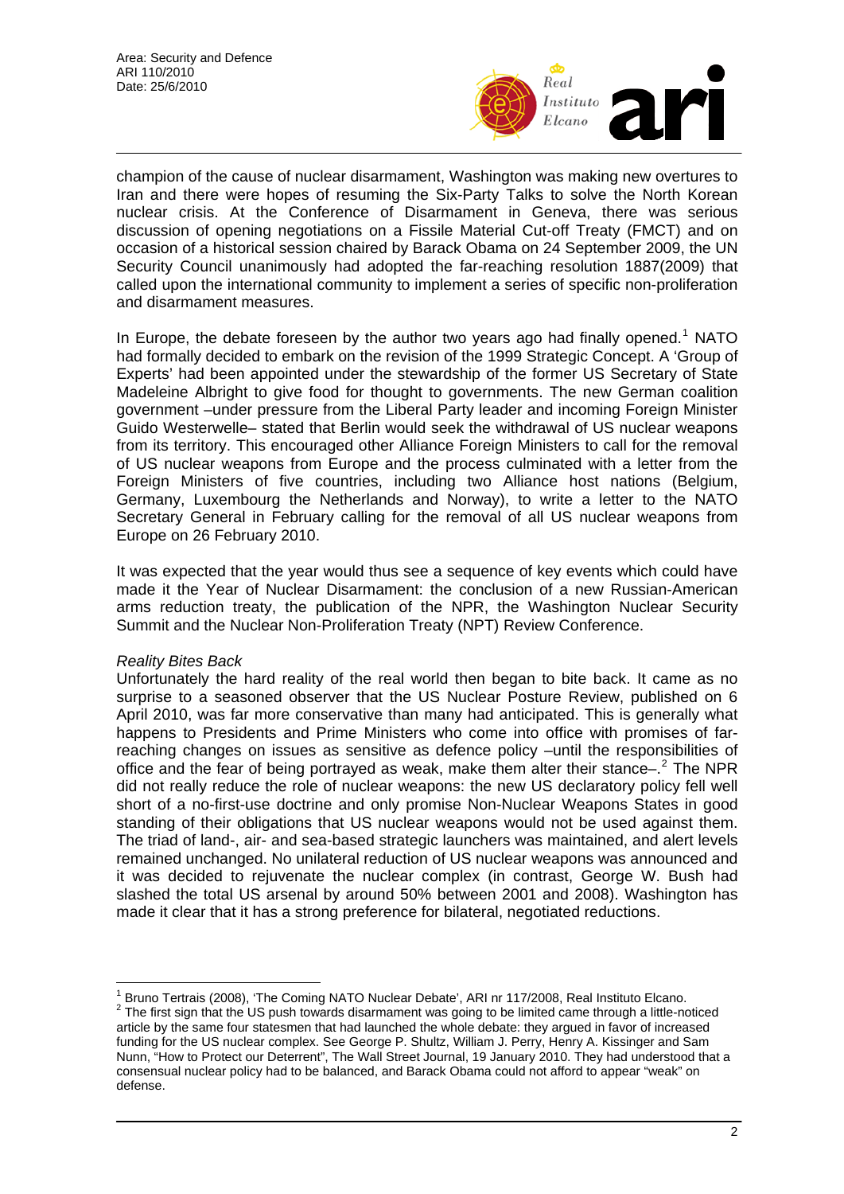champion of the cause of nuclear disarmament, Washington was making new overtures to Iran and there were hopes of resuming the Six-Party Talks to solve the North Korean nuclear crisis. At the Conference of Disarmament in Geneva, there was serious discussion of opening negotiations on a Fissile Material Cut-off Treaty (FMCT) and on occasion of a historical session chaired by Barack Obama on 24 September 2009, the UN Security Council unanimously had adopted the far-reaching resolution 1887(2009) that called upon the international community to implement a series of specific non-proliferation and disarmament measures.

In Europe, the debate foreseen by the author two years ago had finally opened.[1] NATO had formally decided to embark on the revision of the 1999 Strategic Concept. A 'Group of Experts' had been appointed under the stewardship of the former US Secretary of State Madeleine Albright to give food for thought to governments. The new German coalition government –under pressure from the Liberal Party leader and incoming Foreign Minister Guido Westerwelle– stated that Berlin would seek the withdrawal of US nuclear weapons from its territory. This encouraged other Alliance Foreign Ministers to call for the removal of US nuclear weapons from Europe and the process culminated with a letter from the Foreign Ministers of five countries, including two Alliance host nations (Belgium, Germany, Luxembourg the Netherlands and Norway), to write a letter to the NATO Secretary General in February calling for the removal of all US nuclear weapons from Europe on 26 February 2010.

It was expected that the year would thus see a sequence of key events which could have made it the Year of Nuclear Disarmament: the conclusion of a new Russian-American arms reduction treaty, the publication of the NPR, the Washington Nuclear Security Summit and the Nuclear Non-Proliferation Treaty (NPT) Review Conference.

*Reality Bites Back*

Unfortunately the hard reality of the real world then began to bite back. It came as no surprise to a seasoned observer that the US Nuclear Posture Review, published on 6 April 2010, was far more conservative than many had anticipated. This is generally what happens to Presidents and Prime Ministers who come into office with promises of far-reaching changes on issues as sensitive as defence policy –until the responsibilities of office and the fear of being portrayed as weak, make them alter their stance–.[2] The NPR did not really reduce the role of nuclear weapons: the new US declaratory policy fell well short of a no-first-use doctrine and only promise Non-Nuclear Weapons States in good standing of their obligations that US nuclear weapons would not be used against them. The triad of land-, air- and sea-based strategic launchers was maintained, and alert levels remained unchanged. No unilateral reduction of US nuclear weapons was announced and it was decided to rejuvenate the nuclear complex (in contrast, George W. Bush had slashed the total US arsenal by around 50% between 2001 and 2008). Washington has made it clear that it has a strong preference for bilateral, negotiated reductions.

---

[1] Bruno Tertrais (2008), 'The Coming NATO Nuclear Debate', ARI nr 117/2008, Real Instituto Elcano.

[2] The first sign that the US push towards disarmament was going to be limited came through a little-noticed article by the same four statesmen that had launched the whole debate: they argued in favor of increased funding for the US nuclear complex. See George P. Shultz, William J. Perry, Henry A. Kissinger and Sam Nunn, "How to Protect our Deterrent", The Wall Street Journal, 19 January 2010. They had understood that a consensual nuclear policy had to be balanced, and Barack Obama could not afford to appear "weak" on defense.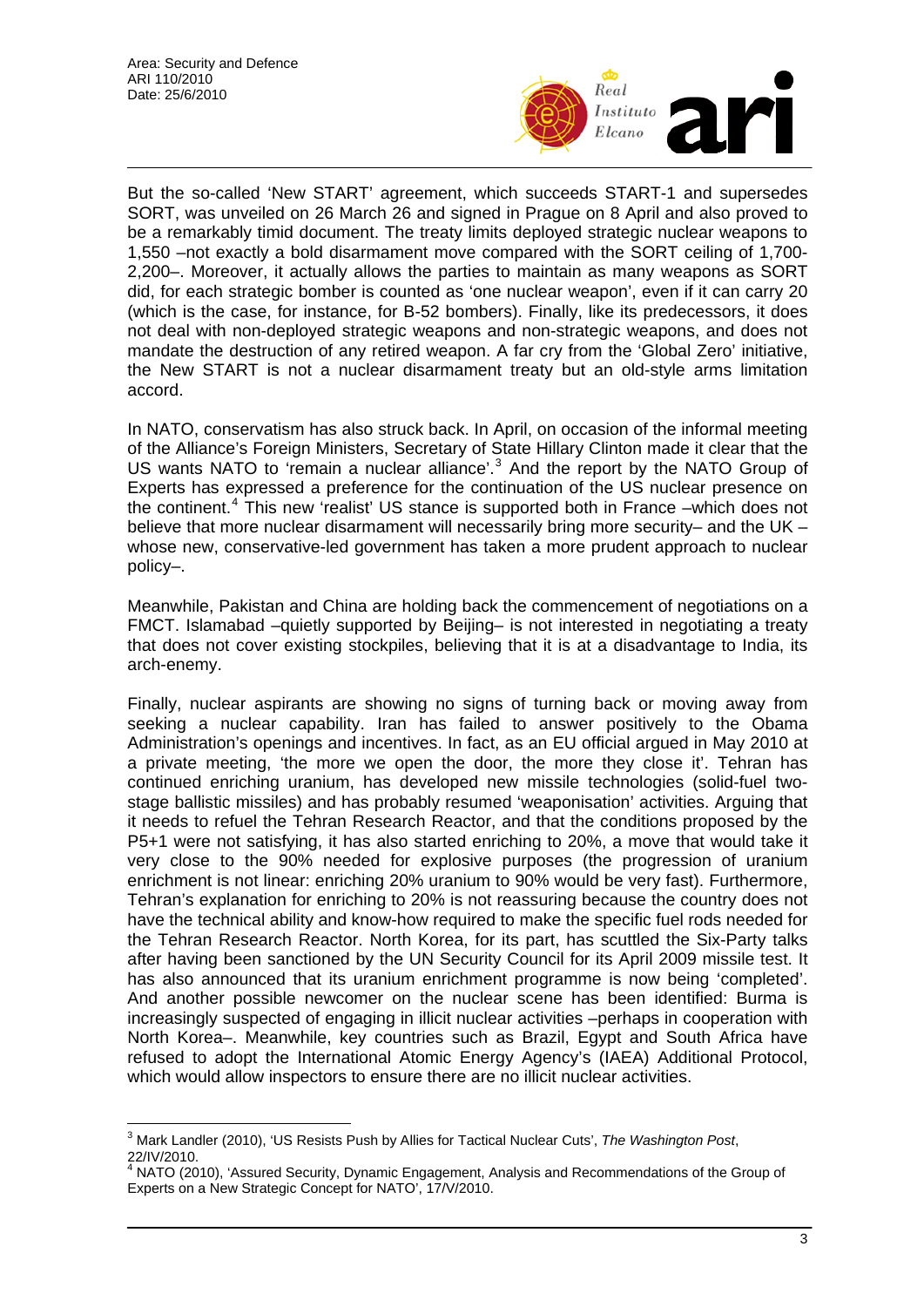But the so-called 'New START' agreement, which succeeds START-1 and supersedes SORT, was unveiled on 26 March 26 and signed in Prague on 8 April and also proved to be a remarkably timid document. The treaty limits deployed strategic nuclear weapons to 1,550 –not exactly a bold disarmament move compared with the SORT ceiling of 1,700-2,200–. Moreover, it actually allows the parties to maintain as many weapons as SORT did, for each strategic bomber is counted as 'one nuclear weapon', even if it can carry 20 (which is the case, for instance, for B-52 bombers). Finally, like its predecessors, it does not deal with non-deployed strategic weapons and non-strategic weapons, and does not mandate the destruction of any retired weapon. A far cry from the 'Global Zero' initiative, the New START is not a nuclear disarmament treaty but an old-style arms limitation accord.

In NATO, conservatism has also struck back. In April, on occasion of the informal meeting of the Alliance's Foreign Ministers, Secretary of State Hillary Clinton made it clear that the US wants NATO to 'remain a nuclear alliance'.[3] And the report by the NATO Group of Experts has expressed a preference for the continuation of the US nuclear presence on the continent.[4] This new 'realist' US stance is supported both in France –which does not believe that more nuclear disarmament will necessarily bring more security– and the UK –whose new, conservative-led government has taken a more prudent approach to nuclear policy–.

Meanwhile, Pakistan and China are holding back the commencement of negotiations on a FMCT. Islamabad –quietly supported by Beijing– is not interested in negotiating a treaty that does not cover existing stockpiles, believing that it is at a disadvantage to India, its arch-enemy.

Finally, nuclear aspirants are showing no signs of turning back or moving away from seeking a nuclear capability. Iran has failed to answer positively to the Obama Administration's openings and incentives. In fact, as an EU official argued in May 2010 at a private meeting, 'the more we open the door, the more they close it'. Tehran has continued enriching uranium, has developed new missile technologies (solid-fuel two-stage ballistic missiles) and has probably resumed 'weaponisation' activities. Arguing that it needs to refuel the Tehran Research Reactor, and that the conditions proposed by the P5+1 were not satisfying, it has also started enriching to 20%, a move that would take it very close to the 90% needed for explosive purposes (the progression of uranium enrichment is not linear: enriching 20% uranium to 90% would be very fast). Furthermore, Tehran's explanation for enriching to 20% is not reassuring because the country does not have the technical ability and know-how required to make the specific fuel rods needed for the Tehran Research Reactor. North Korea, for its part, has scuttled the Six-Party talks after having been sanctioned by the UN Security Council for its April 2009 missile test. It has also announced that its uranium enrichment programme is now being 'completed'. And another possible newcomer on the nuclear scene has been identified: Burma is increasingly suspected of engaging in illicit nuclear activities –perhaps in cooperation with North Korea–. Meanwhile, key countries such as Brazil, Egypt and South Africa have refused to adopt the International Atomic Energy Agency's (IAEA) Additional Protocol, which would allow inspectors to ensure there are no illicit nuclear activities.

---

[3] Mark Landler (2010), 'US Resists Push by Allies for Tactical Nuclear Cuts', *The Washington Post*, 22/IV/2010.

[4] NATO (2010), 'Assured Security, Dynamic Engagement, Analysis and Recommendations of the Group of Experts on a New Strategic Concept for NATO', 17/V/2010.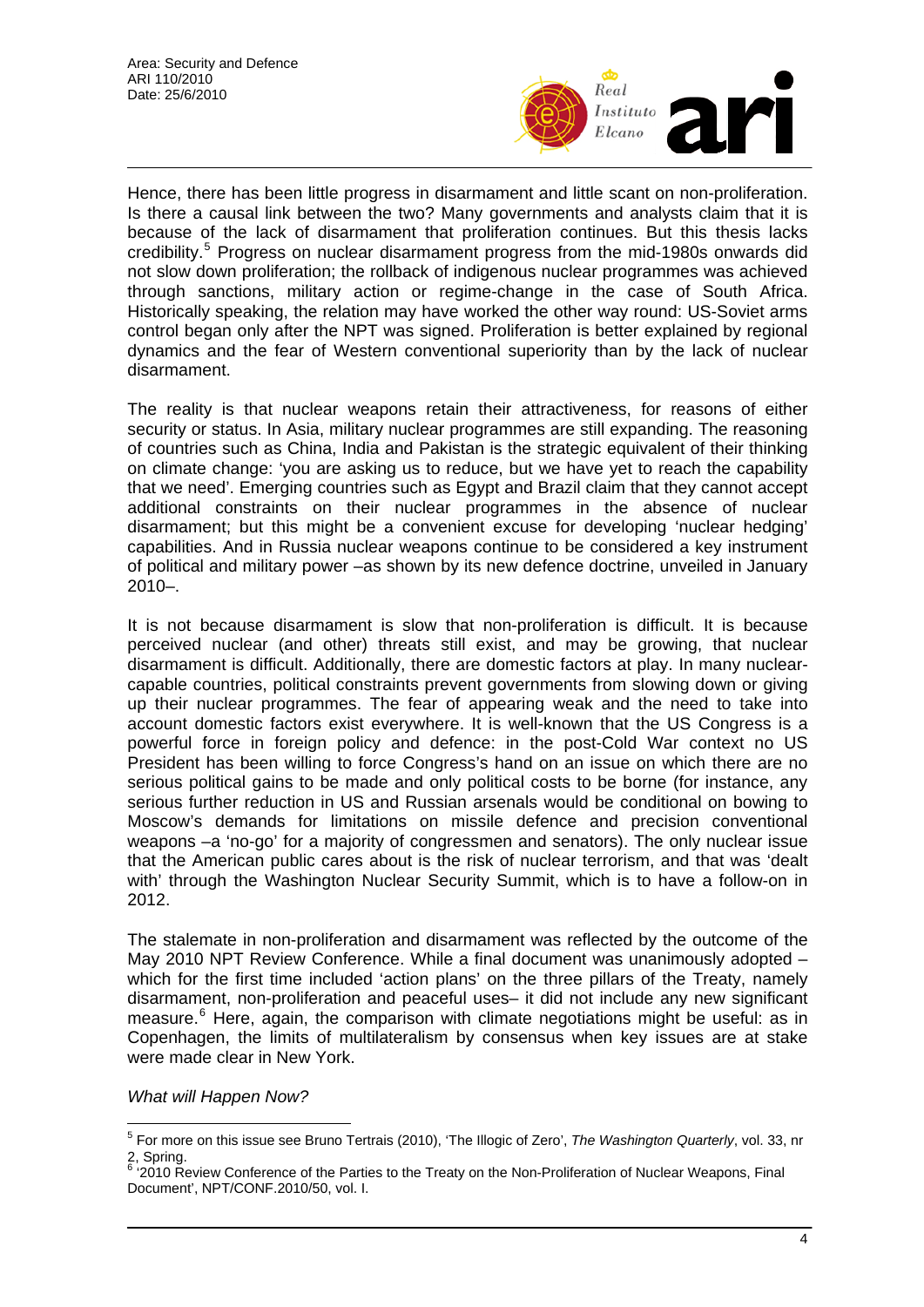Hence, there has been little progress in disarmament and little scant on non-proliferation. Is there a causal link between the two? Many governments and analysts claim that it is because of the lack of disarmament that proliferation continues. But this thesis lacks credibility.[5] Progress on nuclear disarmament progress from the mid-1980s onwards did not slow down proliferation; the rollback of indigenous nuclear programmes was achieved through sanctions, military action or regime-change in the case of South Africa. Historically speaking, the relation may have worked the other way round: US-Soviet arms control began only after the NPT was signed. Proliferation is better explained by regional dynamics and the fear of Western conventional superiority than by the lack of nuclear disarmament.

The reality is that nuclear weapons retain their attractiveness, for reasons of either security or status. In Asia, military nuclear programmes are still expanding. The reasoning of countries such as China, India and Pakistan is the strategic equivalent of their thinking on climate change: 'you are asking us to reduce, but we have yet to reach the capability that we need'. Emerging countries such as Egypt and Brazil claim that they cannot accept additional constraints on their nuclear programmes in the absence of nuclear disarmament; but this might be a convenient excuse for developing 'nuclear hedging' capabilities. And in Russia nuclear weapons continue to be considered a key instrument of political and military power –as shown by its new defence doctrine, unveiled in January 2010–.

It is not because disarmament is slow that non-proliferation is difficult. It is because perceived nuclear (and other) threats still exist, and may be growing, that nuclear disarmament is difficult. Additionally, there are domestic factors at play. In many nuclear-capable countries, political constraints prevent governments from slowing down or giving up their nuclear programmes. The fear of appearing weak and the need to take into account domestic factors exist everywhere. It is well-known that the US Congress is a powerful force in foreign policy and defence: in the post-Cold War context no US President has been willing to force Congress's hand on an issue on which there are no serious political gains to be made and only political costs to be borne (for instance, any serious further reduction in US and Russian arsenals would be conditional on bowing to Moscow's demands for limitations on missile defence and precision conventional weapons –a 'no-go' for a majority of congressmen and senators). The only nuclear issue that the American public cares about is the risk of nuclear terrorism, and that was 'dealt with' through the Washington Nuclear Security Summit, which is to have a follow-on in 2012.

The stalemate in non-proliferation and disarmament was reflected by the outcome of the May 2010 NPT Review Conference. While a final document was unanimously adopted –which for the first time included 'action plans' on the three pillars of the Treaty, namely disarmament, non-proliferation and peaceful uses– it did not include any new significant measure.[6] Here, again, the comparison with climate negotiations might be useful: as in Copenhagen, the limits of multilateralism by consensus when key issues are at stake were made clear in New York.

*What will Happen Now?*

---

[5] For more on this issue see Bruno Tertrais (2010), 'The Illogic of Zero', *The Washington Quarterly*, vol. 33, nr 2, Spring.

[6] '2010 Review Conference of the Parties to the Treaty on the Non-Proliferation of Nuclear Weapons, Final Document', NPT/CONF.2010/50, vol. I.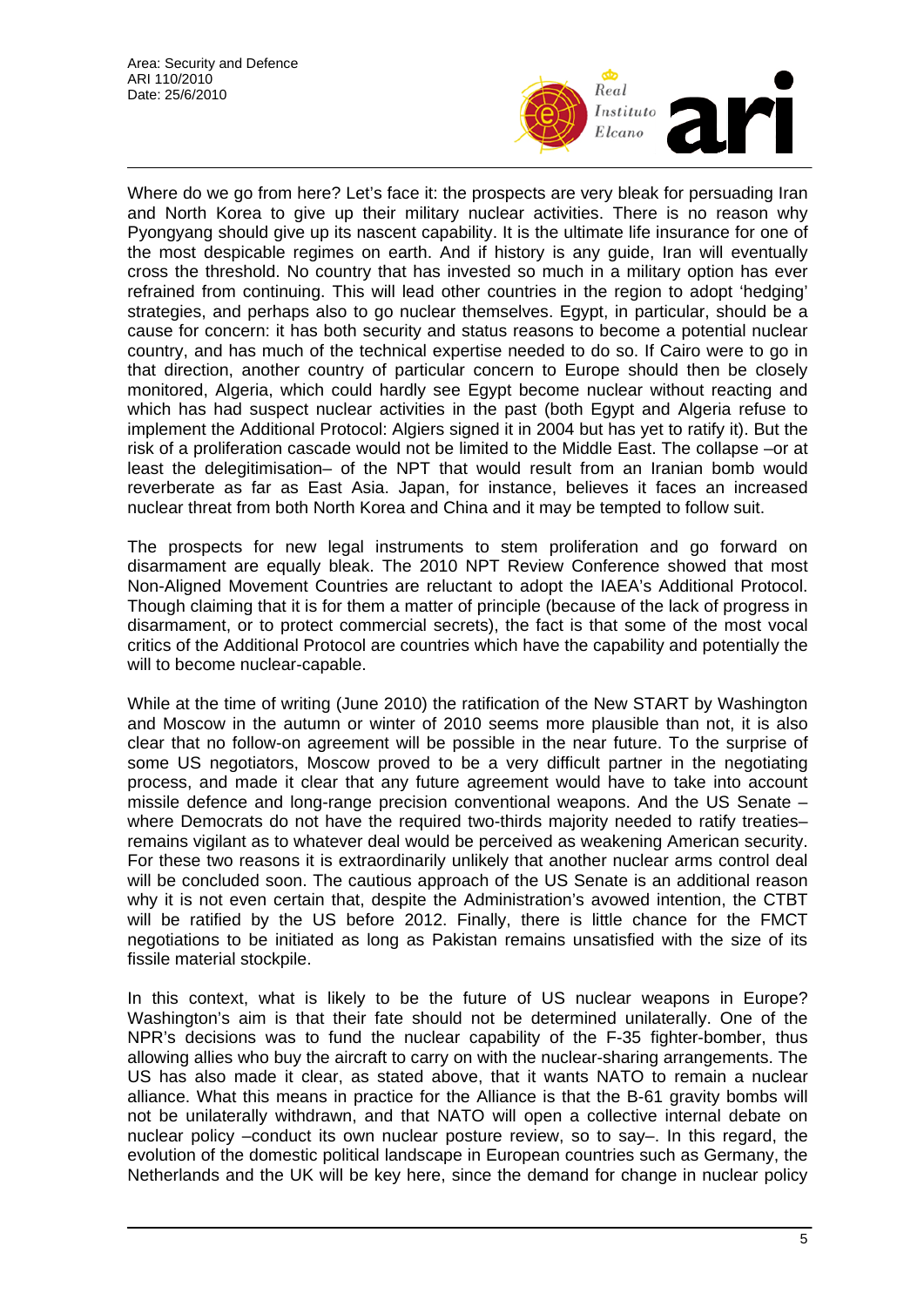Where do we go from here? Let's face it: the prospects are very bleak for persuading Iran and North Korea to give up their military nuclear activities. There is no reason why Pyongyang should give up its nascent capability. It is the ultimate life insurance for one of the most despicable regimes on earth. And if history is any guide, Iran will eventually cross the threshold. No country that has invested so much in a military option has ever refrained from continuing. This will lead other countries in the region to adopt 'hedging' strategies, and perhaps also to go nuclear themselves. Egypt, in particular, should be a cause for concern: it has both security and status reasons to become a potential nuclear country, and has much of the technical expertise needed to do so. If Cairo were to go in that direction, another country of particular concern to Europe should then be closely monitored, Algeria, which could hardly see Egypt become nuclear without reacting and which has had suspect nuclear activities in the past (both Egypt and Algeria refuse to implement the Additional Protocol: Algiers signed it in 2004 but has yet to ratify it). But the risk of a proliferation cascade would not be limited to the Middle East. The collapse –or at least the delegitimisation– of the NPT that would result from an Iranian bomb would reverberate as far as East Asia. Japan, for instance, believes it faces an increased nuclear threat from both North Korea and China and it may be tempted to follow suit.

The prospects for new legal instruments to stem proliferation and go forward on disarmament are equally bleak. The 2010 NPT Review Conference showed that most Non-Aligned Movement Countries are reluctant to adopt the IAEA's Additional Protocol. Though claiming that it is for them a matter of principle (because of the lack of progress in disarmament, or to protect commercial secrets), the fact is that some of the most vocal critics of the Additional Protocol are countries which have the capability and potentially the will to become nuclear-capable.

While at the time of writing (June 2010) the ratification of the New START by Washington and Moscow in the autumn or winter of 2010 seems more plausible than not, it is also clear that no follow-on agreement will be possible in the near future. To the surprise of some US negotiators, Moscow proved to be a very difficult partner in the negotiating process, and made it clear that any future agreement would have to take into account missile defence and long-range precision conventional weapons. And the US Senate –where Democrats do not have the required two-thirds majority needed to ratify treaties– remains vigilant as to whatever deal would be perceived as weakening American security. For these two reasons it is extraordinarily unlikely that another nuclear arms control deal will be concluded soon. The cautious approach of the US Senate is an additional reason why it is not even certain that, despite the Administration's avowed intention, the CTBT will be ratified by the US before 2012. Finally, there is little chance for the FMCT negotiations to be initiated as long as Pakistan remains unsatisfied with the size of its fissile material stockpile.

In this context, what is likely to be the future of US nuclear weapons in Europe? Washington's aim is that their fate should not be determined unilaterally. One of the NPR's decisions was to fund the nuclear capability of the F-35 fighter-bomber, thus allowing allies who buy the aircraft to carry on with the nuclear-sharing arrangements. The US has also made it clear, as stated above, that it wants NATO to remain a nuclear alliance. What this means in practice for the Alliance is that the B-61 gravity bombs will not be unilaterally withdrawn, and that NATO will open a collective internal debate on nuclear policy –conduct its own nuclear posture review, so to say–. In this regard, the evolution of the domestic political landscape in European countries such as Germany, the Netherlands and the UK will be key here, since the demand for change in nuclear policy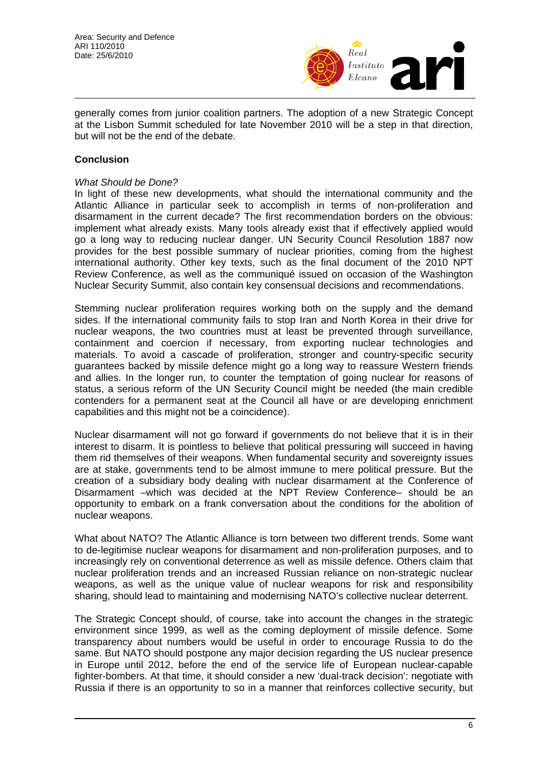generally comes from junior coalition partners. The adoption of a new Strategic Concept at the Lisbon Summit scheduled for late November 2010 will be a step in that direction, but will not be the end of the debate.

## Conclusion

*What Should be Done?*

In light of these new developments, what should the international community and the Atlantic Alliance in particular seek to accomplish in terms of non-proliferation and disarmament in the current decade? The first recommendation borders on the obvious: implement what already exists. Many tools already exist that if effectively applied would go a long way to reducing nuclear danger. UN Security Council Resolution 1887 now provides for the best possible summary of nuclear priorities, coming from the highest international authority. Other key texts, such as the final document of the 2010 NPT Review Conference, as well as the communiqué issued on occasion of the Washington Nuclear Security Summit, also contain key consensual decisions and recommendations.

Stemming nuclear proliferation requires working both on the supply and the demand sides. If the international community fails to stop Iran and North Korea in their drive for nuclear weapons, the two countries must at least be prevented through surveillance, containment and coercion if necessary, from exporting nuclear technologies and materials. To avoid a cascade of proliferation, stronger and country-specific security guarantees backed by missile defence might go a long way to reassure Western friends and allies. In the longer run, to counter the temptation of going nuclear for reasons of status, a serious reform of the UN Security Council might be needed (the main credible contenders for a permanent seat at the Council all have or are developing enrichment capabilities and this might not be a coincidence).

Nuclear disarmament will not go forward if governments do not believe that it is in their interest to disarm. It is pointless to believe that political pressuring will succeed in having them rid themselves of their weapons. When fundamental security and sovereignty issues are at stake, governments tend to be almost immune to mere political pressure. But the creation of a subsidiary body dealing with nuclear disarmament at the Conference of Disarmament –which was decided at the NPT Review Conference– should be an opportunity to embark on a frank conversation about the conditions for the abolition of nuclear weapons.

What about NATO? The Atlantic Alliance is torn between two different trends. Some want to de-legitimise nuclear weapons for disarmament and non-proliferation purposes, and to increasingly rely on conventional deterrence as well as missile defence. Others claim that nuclear proliferation trends and an increased Russian reliance on non-strategic nuclear weapons, as well as the unique value of nuclear weapons for risk and responsibility sharing, should lead to maintaining and modernising NATO's collective nuclear deterrent.

The Strategic Concept should, of course, take into account the changes in the strategic environment since 1999, as well as the coming deployment of missile defence. Some transparency about numbers would be useful in order to encourage Russia to do the same. But NATO should postpone any major decision regarding the US nuclear presence in Europe until 2012, before the end of the service life of European nuclear-capable fighter-bombers. At that time, it should consider a new 'dual-track decision': negotiate with Russia if there is an opportunity to so in a manner that reinforces collective security, but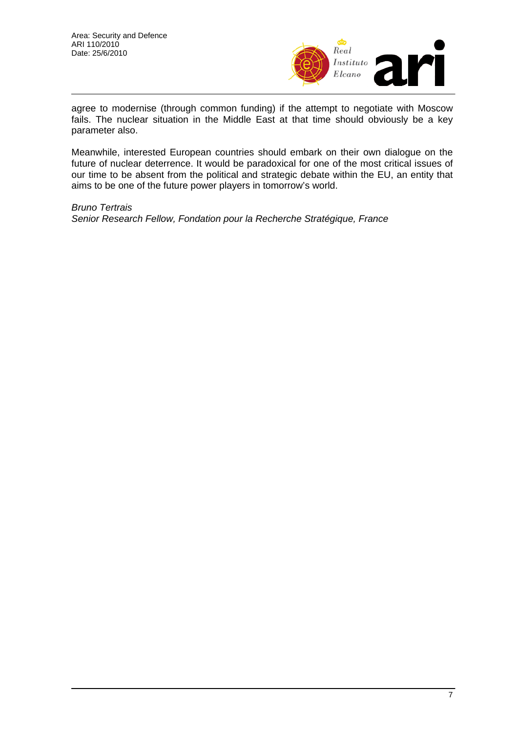agree to modernise (through common funding) if the attempt to negotiate with Moscow fails. The nuclear situation in the Middle East at that time should obviously be a key parameter also.

Meanwhile, interested European countries should embark on their own dialogue on the future of nuclear deterrence. It would be paradoxical for one of the most critical issues of our time to be absent from the political and strategic debate within the EU, an entity that aims to be one of the future power players in tomorrow's world.

*Bruno Tertrais*
*Senior Research Fellow, Fondation pour la Recherche Stratégique, France*